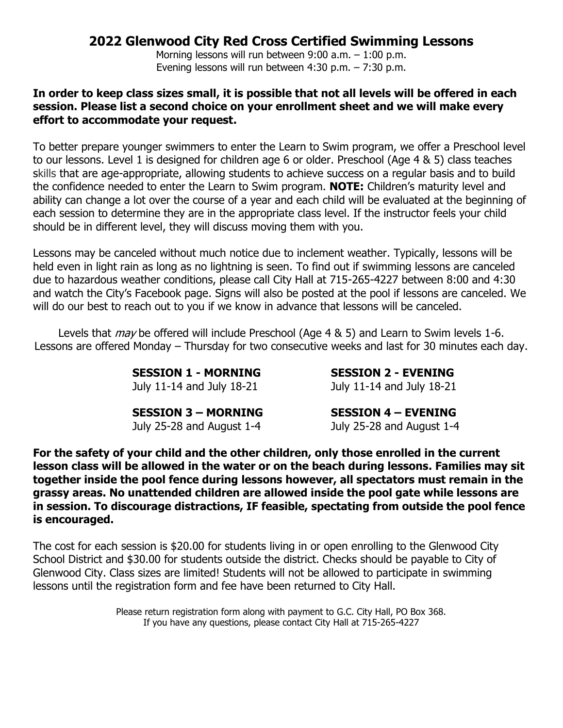# 2022 Glenwood City Red Cross Certified Swimming Lessons

Morning lessons will run between 9:00 a.m. – 1:00 p.m.
Evening lessons will run between 4:30 p.m. – 7:30 p.m.

**In order to keep class sizes small, it is possible that not all levels will be offered in each session. Please list a second choice on your enrollment sheet and we will make every effort to accommodate your request.**

To better prepare younger swimmers to enter the Learn to Swim program, we offer a Preschool level to our lessons. Level 1 is designed for children age 6 or older. Preschool (Age 4 & 5) class teaches skills that are age-appropriate, allowing students to achieve success on a regular basis and to build the confidence needed to enter the Learn to Swim program. **NOTE:** Children's maturity level and ability can change a lot over the course of a year and each child will be evaluated at the beginning of each session to determine they are in the appropriate class level. If the instructor feels your child should be in different level, they will discuss moving them with you.

Lessons may be canceled without much notice due to inclement weather. Typically, lessons will be held even in light rain as long as no lightning is seen. To find out if swimming lessons are canceled due to hazardous weather conditions, please call City Hall at 715-265-4227 between 8:00 and 4:30 and watch the City's Facebook page. Signs will also be posted at the pool if lessons are canceled. We will do our best to reach out to you if we know in advance that lessons will be canceled.

Levels that *may* be offered will include Preschool (Age 4 & 5) and Learn to Swim levels 1-6. Lessons are offered Monday – Thursday for two consecutive weeks and last for 30 minutes each day.

**SESSION 1 - MORNING**
July 11-14 and July 18-21

**SESSION 2 - EVENING**
July 11-14 and July 18-21

**SESSION 3 – MORNING**
July 25-28 and August 1-4

**SESSION 4 – EVENING**
July 25-28 and August 1-4

**For the safety of your child and the other children, only those enrolled in the current lesson class will be allowed in the water or on the beach during lessons. Families may sit together inside the pool fence during lessons however, all spectators must remain in the grassy areas. No unattended children are allowed inside the pool gate while lessons are in session. To discourage distractions, IF feasible, spectating from outside the pool fence is encouraged.**

The cost for each session is $20.00 for students living in or open enrolling to the Glenwood City School District and $30.00 for students outside the district. Checks should be payable to City of Glenwood City. Class sizes are limited! Students will not be allowed to participate in swimming lessons until the registration form and fee have been returned to City Hall.

Please return registration form along with payment to G.C. City Hall, PO Box 368.
If you have any questions, please contact City Hall at 715-265-4227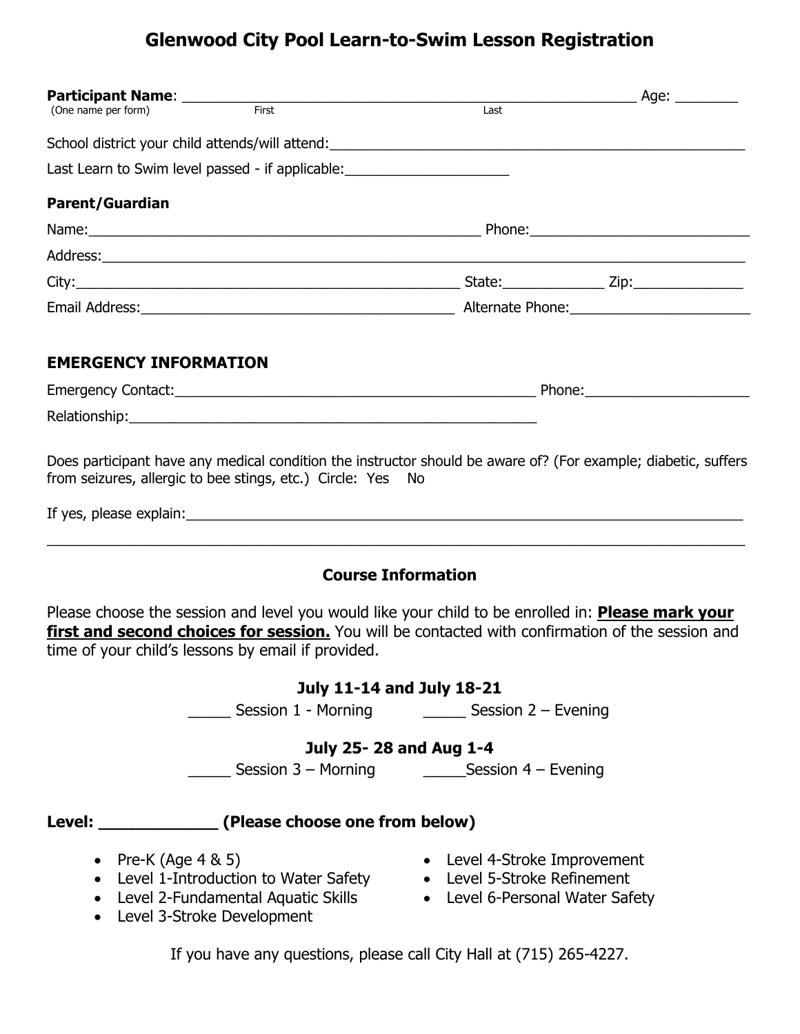# Glenwood City Pool Learn-to-Swim Lesson Registration

**Participant Name**: ______________________________________________________ Age: ________
(One name per form) First Last

School district your child attends/will attend: ______________________________________________

Last Learn to Swim level passed - if applicable: _____________________

**Parent/Guardian**

Name: ___________________________________________ Phone: ___________________________

Address: ___________________________________________________________________________

City: __________________________________________ State: ____________ Zip: _____________

Email Address: __________________________________ Alternate Phone: ____________________

## EMERGENCY INFORMATION

Emergency Contact: ______________________________________ Phone: ____________________

Relationship: _____________________________________________

Does participant have any medical condition the instructor should be aware of? (For example; diabetic, suffers from seizures, allergic to bee stings, etc.) Circle: Yes No

If yes, please explain: ______________________________________________________________

_____________________________________________________________________________________

## Course Information

Please choose the session and level you would like your child to be enrolled in: **Please mark your first and second choices for session.** You will be contacted with confirmation of the session and time of your child's lessons by email if provided.

**July 11-14 and July 18-21**

_____ Session 1 - Morning    _____ Session 2 – Evening

**July 25- 28 and Aug 1-4**

_____ Session 3 – Morning    _____Session 4 – Evening

**Level: _____________ (Please choose one from below)**

- Pre-K (Age 4 & 5)
- Level 1-Introduction to Water Safety
- Level 2-Fundamental Aquatic Skills
- Level 3-Stroke Development
- Level 4-Stroke Improvement
- Level 5-Stroke Refinement
- Level 6-Personal Water Safety

If you have any questions, please call City Hall at (715) 265-4227.